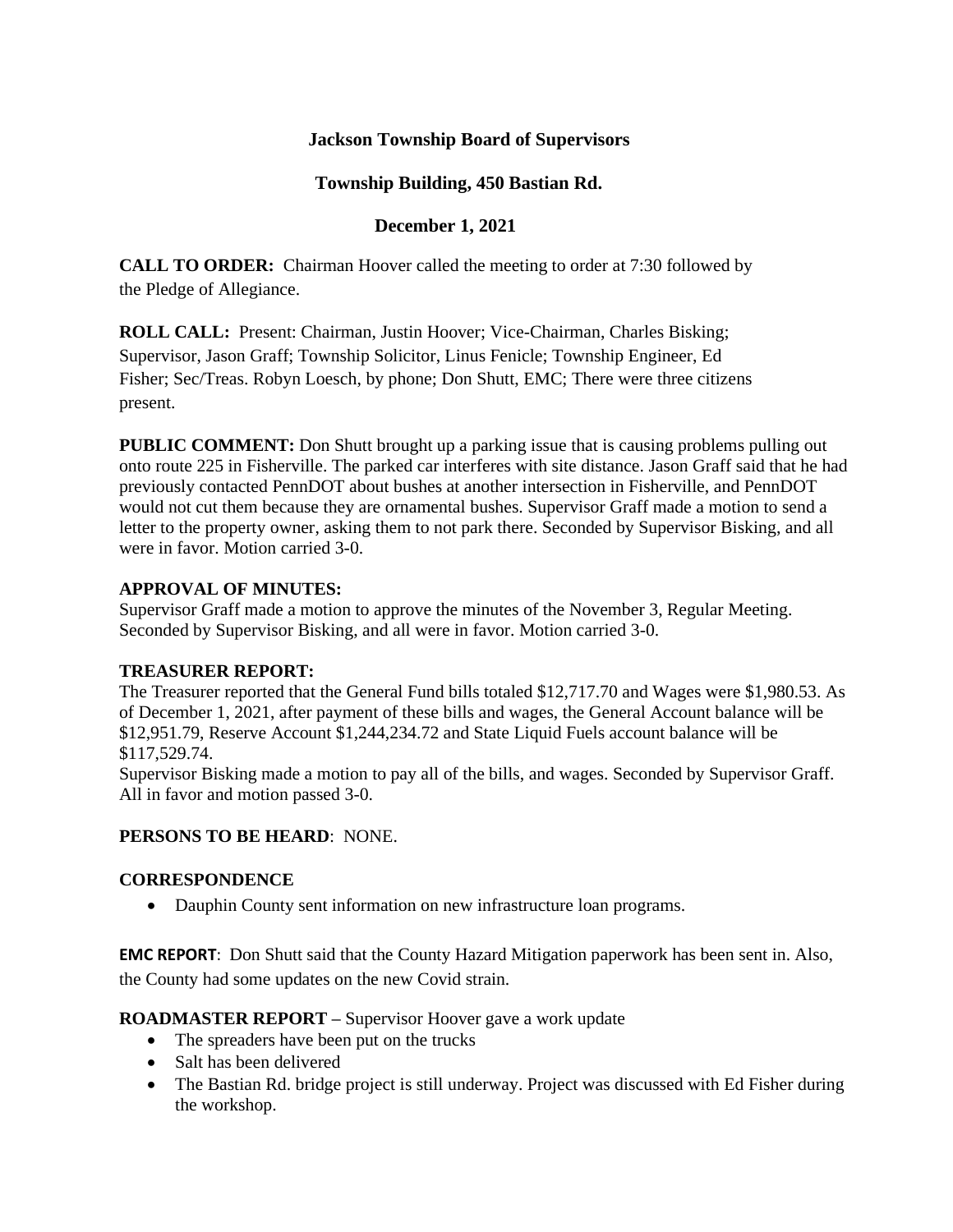**Jackson Township Board of Supervisors**

**Township Building, 450 Bastian Rd.**

**December 1, 2021**

**CALL TO ORDER:** Chairman Hoover called the meeting to order at 7:30 followed by the Pledge of Allegiance.

**ROLL CALL:** Present: Chairman, Justin Hoover; Vice-Chairman, Charles Bisking; Supervisor, Jason Graff; Township Solicitor, Linus Fenicle; Township Engineer, Ed Fisher; Sec/Treas. Robyn Loesch, by phone; Don Shutt, EMC; There were three citizens present.

**PUBLIC COMMENT:** Don Shutt brought up a parking issue that is causing problems pulling out onto route 225 in Fisherville. The parked car interferes with site distance. Jason Graff said that he had previously contacted PennDOT about bushes at another intersection in Fisherville, and PennDOT would not cut them because they are ornamental bushes. Supervisor Graff made a motion to send a letter to the property owner, asking them to not park there. Seconded by Supervisor Bisking, and all were in favor. Motion carried 3-0.

**APPROVAL OF MINUTES:**

Supervisor Graff made a motion to approve the minutes of the November 3, Regular Meeting. Seconded by Supervisor Bisking, and all were in favor. Motion carried 3-0.

**TREASURER REPORT:**

The Treasurer reported that the General Fund bills totaled $12,717.70 and Wages were $1,980.53. As of December 1, 2021, after payment of these bills and wages, the General Account balance will be $12,951.79, Reserve Account $1,244,234.72 and State Liquid Fuels account balance will be $117,529.74.

Supervisor Bisking made a motion to pay all of the bills, and wages. Seconded by Supervisor Graff. All in favor and motion passed 3-0.

**PERSONS TO BE HEARD**: NONE.

**CORRESPONDENCE**

- Dauphin County sent information on new infrastructure loan programs.

**EMC REPORT**: Don Shutt said that the County Hazard Mitigation paperwork has been sent in. Also, the County had some updates on the new Covid strain.

**ROADMASTER REPORT** – Supervisor Hoover gave a work update

- The spreaders have been put on the trucks
- Salt has been delivered
- The Bastian Rd. bridge project is still underway. Project was discussed with Ed Fisher during the workshop.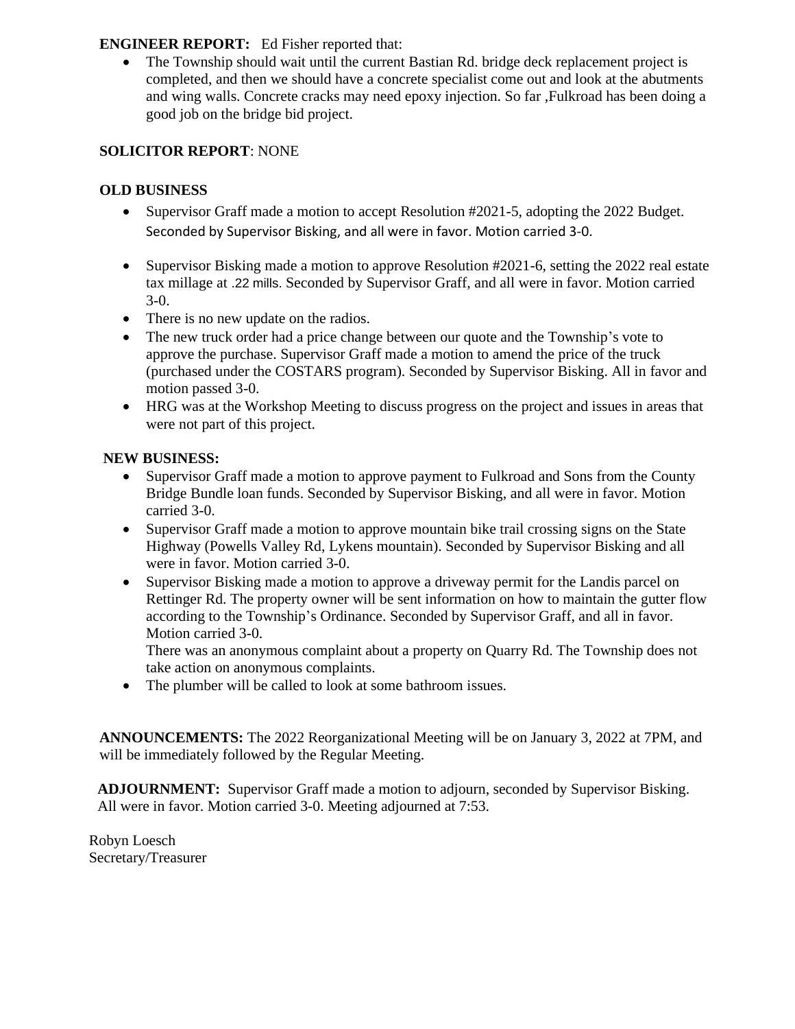**ENGINEER REPORT:** Ed Fisher reported that:

- The Township should wait until the current Bastian Rd. bridge deck replacement project is completed, and then we should have a concrete specialist come out and look at the abutments and wing walls. Concrete cracks may need epoxy injection. So far ,Fulkroad has been doing a good job on the bridge bid project.

**SOLICITOR REPORT**: NONE

**OLD BUSINESS**

- Supervisor Graff made a motion to accept Resolution #2021-5, adopting the 2022 Budget. Seconded by Supervisor Bisking, and all were in favor. Motion carried 3-0.
- Supervisor Bisking made a motion to approve Resolution #2021-6, setting the 2022 real estate tax millage at .22 mills. Seconded by Supervisor Graff, and all were in favor. Motion carried 3-0.
- There is no new update on the radios.
- The new truck order had a price change between our quote and the Township's vote to approve the purchase. Supervisor Graff made a motion to amend the price of the truck (purchased under the COSTARS program). Seconded by Supervisor Bisking. All in favor and motion passed 3-0.
- HRG was at the Workshop Meeting to discuss progress on the project and issues in areas that were not part of this project.

**NEW BUSINESS:**

- Supervisor Graff made a motion to approve payment to Fulkroad and Sons from the County Bridge Bundle loan funds. Seconded by Supervisor Bisking, and all were in favor. Motion carried 3-0.
- Supervisor Graff made a motion to approve mountain bike trail crossing signs on the State Highway (Powells Valley Rd, Lykens mountain). Seconded by Supervisor Bisking and all were in favor. Motion carried 3-0.
- Supervisor Bisking made a motion to approve a driveway permit for the Landis parcel on Rettinger Rd. The property owner will be sent information on how to maintain the gutter flow according to the Township's Ordinance. Seconded by Supervisor Graff, and all in favor. Motion carried 3-0.
  There was an anonymous complaint about a property on Quarry Rd. The Township does not take action on anonymous complaints.
- The plumber will be called to look at some bathroom issues.

**ANNOUNCEMENTS:** The 2022 Reorganizational Meeting will be on January 3, 2022 at 7PM, and will be immediately followed by the Regular Meeting.

**ADJOURNMENT:** Supervisor Graff made a motion to adjourn, seconded by Supervisor Bisking. All were in favor. Motion carried 3-0. Meeting adjourned at 7:53.

Robyn Loesch
Secretary/Treasurer